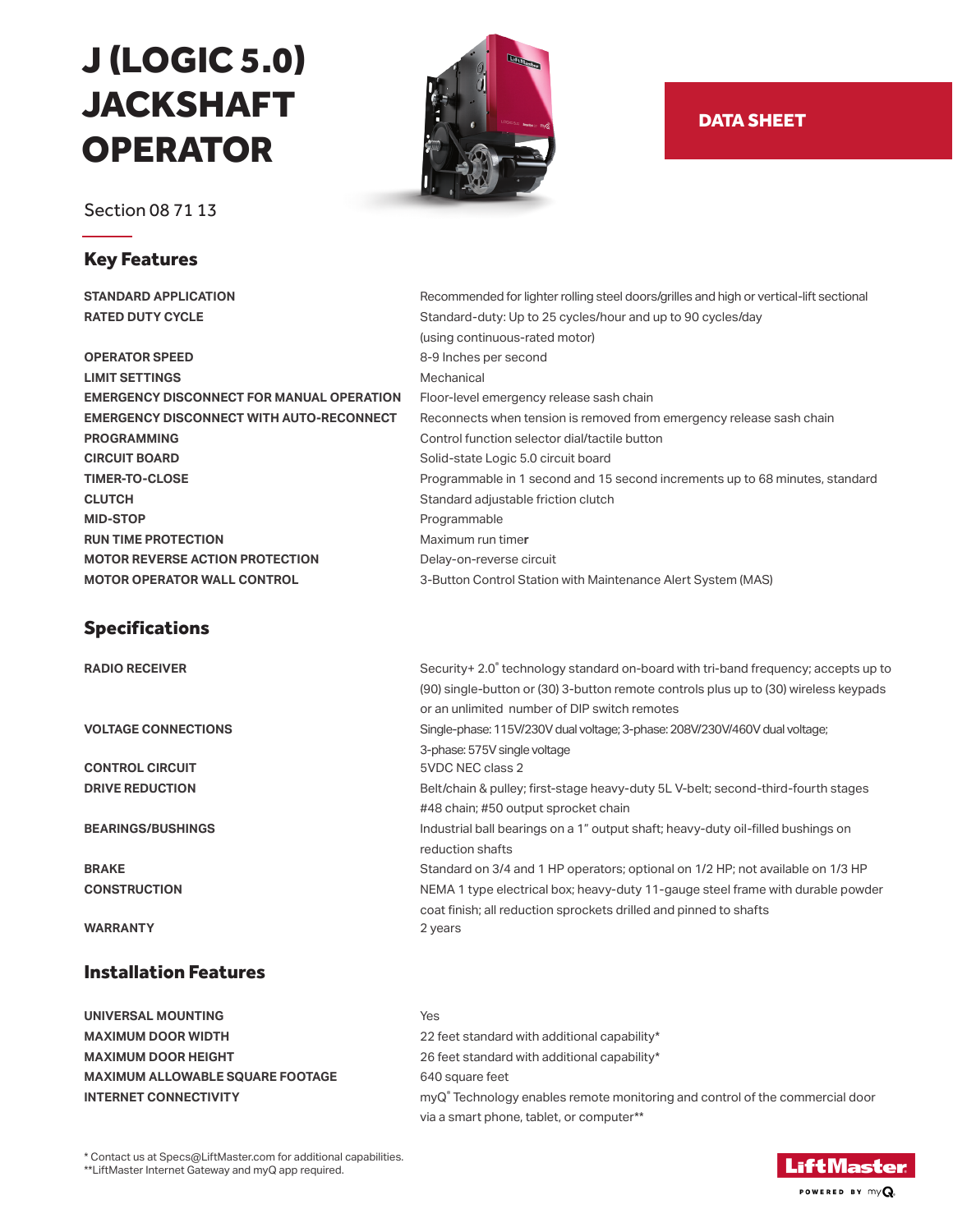# J (LOGIC 5.0) JACKSHAFT OPERATOR

DATA SHEET

Section 08 71 13

## Key Features

| | |
|---|---|
| **STANDARD APPLICATION** | Recommended for lighter rolling steel doors/grilles and high or vertical-lift sectional |
| **RATED DUTY CYCLE** | Standard-duty: Up to 25 cycles/hour and up to 90 cycles/day (using continuous-rated motor) |
| **OPERATOR SPEED** | 8-9 Inches per second |
| **LIMIT SETTINGS** | Mechanical |
| **EMERGENCY DISCONNECT FOR MANUAL OPERATION** | Floor-level emergency release sash chain |
| **EMERGENCY DISCONNECT WITH AUTO-RECONNECT** | Reconnects when tension is removed from emergency release sash chain |
| **PROGRAMMING** | Control function selector dial/tactile button |
| **CIRCUIT BOARD** | Solid-state Logic 5.0 circuit board |
| **TIMER-TO-CLOSE** | Programmable in 1 second and 15 second increments up to 68 minutes, standard |
| **CLUTCH** | Standard adjustable friction clutch |
| **MID-STOP** | Programmable |
| **RUN TIME PROTECTION** | Maximum run timer |
| **MOTOR REVERSE ACTION PROTECTION** | Delay-on-reverse circuit |
| **MOTOR OPERATOR WALL CONTROL** | 3-Button Control Station with Maintenance Alert System (MAS) |

## Specifications

| | |
|---|---|
| **RADIO RECEIVER** | Security+ 2.0® technology standard on-board with tri-band frequency; accepts up to (90) single-button or (30) 3-button remote controls plus up to (30) wireless keypads or an unlimited number of DIP switch remotes |
| **VOLTAGE CONNECTIONS** | Single-phase: 115V/230V dual voltage; 3-phase: 208V/230V/460V dual voltage; 3-phase: 575V single voltage |
| **CONTROL CIRCUIT** | 5VDC NEC class 2 |
| **DRIVE REDUCTION** | Belt/chain & pulley; first-stage heavy-duty 5L V-belt; second-third-fourth stages #48 chain; #50 output sprocket chain |
| **BEARINGS/BUSHINGS** | Industrial ball bearings on a 1" output shaft; heavy-duty oil-filled bushings on reduction shafts |
| **BRAKE** | Standard on 3/4 and 1 HP operators; optional on 1/2 HP; not available on 1/3 HP |
| **CONSTRUCTION** | NEMA 1 type electrical box; heavy-duty 11-gauge steel frame with durable powder coat finish; all reduction sprockets drilled and pinned to shafts |
| **WARRANTY** | 2 years |

## Installation Features

| | |
|---|---|
| **UNIVERSAL MOUNTING** | Yes |
| **MAXIMUM DOOR WIDTH** | 22 feet standard with additional capability* |
| **MAXIMUM DOOR HEIGHT** | 26 feet standard with additional capability* |
| **MAXIMUM ALLOWABLE SQUARE FOOTAGE** | 640 square feet |
| **INTERNET CONNECTIVITY** | myQ® Technology enables remote monitoring and control of the commercial door via a smart phone, tablet, or computer** |

\* Contact us at Specs@LiftMaster.com for additional capabilities.
\*\*LiftMaster Internet Gateway and myQ app required.

LiftMaster POWERED BY myQ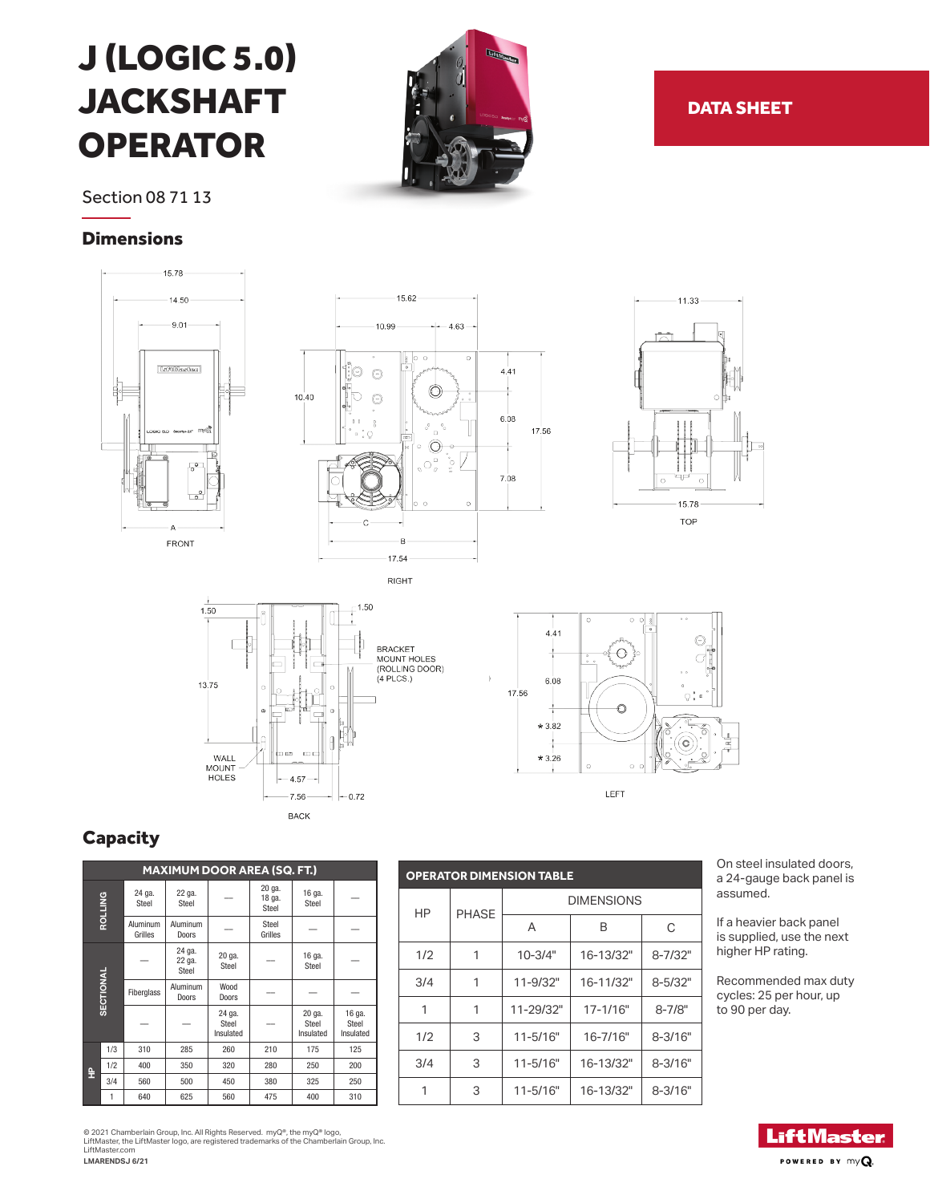# J (LOGIC 5.0) JACKSHAFT OPERATOR

**DATA SHEET**

Section 08 71 13

## Dimensions

FRONT

15.78
14.50
9.01
A

RIGHT

15.62
10.99
4.63
10.40
4.41
6.08
17.56
7.08
C
B
17.54

TOP

11.33
15.78

BACK

1.50
1.50
13.75
BRACKET MOUNT HOLES (ROLLING DOOR) (4 PLCS.)
WALL MOUNT HOLES
4.57
7.56
0.72

LEFT

4.41
6.08
17.56
* 3.82
* 3.26

## Capacity

| MAXIMUM DOOR AREA (SQ. FT.) | | | | | | | |
|---|---|---|---|---|---|---|---|
| ROLLING | | 24 ga. Steel | 22 ga. Steel | — | 20 ga. 18 ga. Steel | 16 ga. Steel | — |
| ROLLING | | Aluminum Grilles | Aluminum Doors | — | Steel Grilles | — | — |
| SECTIONAL | | — | 24 ga. 22 ga. Steel | 20 ga. Steel | — | 16 ga. Steel | — |
| SECTIONAL | | Fiberglass | Aluminum Doors | Wood Doors | — | — | — |
| SECTIONAL | | — | — | 24 ga. Steel Insulated | — | 20 ga. Steel Insulated | 16 ga. Steel Insulated |
| HP | 1/3 | 310 | 285 | 260 | 210 | 175 | 125 |
| HP | 1/2 | 400 | 350 | 320 | 280 | 250 | 200 |
| HP | 3/4 | 560 | 500 | 450 | 380 | 325 | 250 |
| HP | 1 | 640 | 625 | 560 | 475 | 400 | 310 |

**OPERATOR DIMENSION TABLE**

| HP | PHASE | DIMENSIONS A | DIMENSIONS B | DIMENSIONS C |
|---|---|---|---|---|
| 1/2 | 1 | 10-3/4" | 16-13/32" | 8-7/32" |
| 3/4 | 1 | 11-9/32" | 16-11/32" | 8-5/32" |
| 1 | 1 | 11-29/32" | 17-1/16" | 8-7/8" |
| 1/2 | 3 | 11-5/16" | 16-7/16" | 8-3/16" |
| 3/4 | 3 | 11-5/16" | 16-13/32" | 8-3/16" |
| 1 | 3 | 11-5/16" | 16-13/32" | 8-3/16" |

On steel insulated doors, a 24-gauge back panel is assumed.

If a heavier back panel is supplied, use the next higher HP rating.

Recommended max duty cycles: 25 per hour, up to 90 per day.

© 2021 Chamberlain Group, Inc. All Rights Reserved. myQ®, the myQ® logo, LiftMaster, the LiftMaster logo, are registered trademarks of the Chamberlain Group, Inc.
LiftMaster.com
**LMARENDSJ 6/21**

LiftMaster POWERED BY myQ